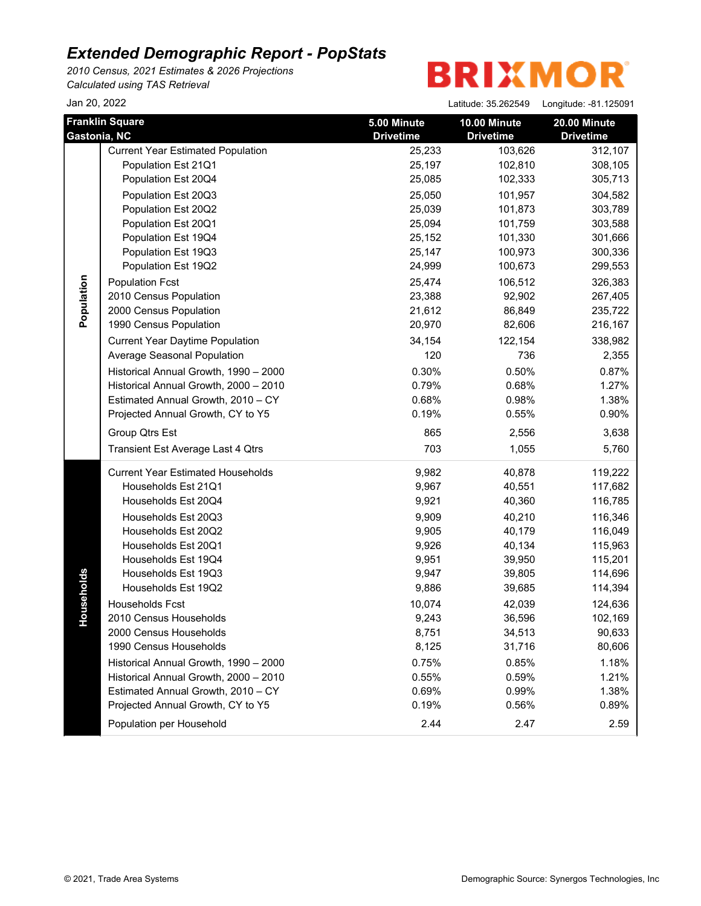# *Extended Demographic Report - PopStats*

*2010 Census, 2021 Estimates & 2026 Projections*
*Calculated using TAS Retrieval*

BRIXMOR

Jan 20, 2022

Latitude: 35.262549 Longitude: -81.125091

| | Franklin Square Gastonia, NC | 5.00 Minute Drivetime | 10.00 Minute Drivetime | 20.00 Minute Drivetime |
|---|---|---|---|---|
| Population | Current Year Estimated Population | 25,233 | 103,626 | 312,107 |
| | Population Est 21Q1 | 25,197 | 102,810 | 308,105 |
| | Population Est 20Q4 | 25,085 | 102,333 | 305,713 |
| | Population Est 20Q3 | 25,050 | 101,957 | 304,582 |
| | Population Est 20Q2 | 25,039 | 101,873 | 303,789 |
| | Population Est 20Q1 | 25,094 | 101,759 | 303,588 |
| | Population Est 19Q4 | 25,152 | 101,330 | 301,666 |
| | Population Est 19Q3 | 25,147 | 100,973 | 300,336 |
| | Population Est 19Q2 | 24,999 | 100,673 | 299,553 |
| | Population Fcst | 25,474 | 106,512 | 326,383 |
| | 2010 Census Population | 23,388 | 92,902 | 267,405 |
| | 2000 Census Population | 21,612 | 86,849 | 235,722 |
| | 1990 Census Population | 20,970 | 82,606 | 216,167 |
| | Current Year Daytime Population | 34,154 | 122,154 | 338,982 |
| | Average Seasonal Population | 120 | 736 | 2,355 |
| | Historical Annual Growth, 1990 – 2000 | 0.30% | 0.50% | 0.87% |
| | Historical Annual Growth, 2000 – 2010 | 0.79% | 0.68% | 1.27% |
| | Estimated Annual Growth, 2010 – CY | 0.68% | 0.98% | 1.38% |
| | Projected Annual Growth, CY to Y5 | 0.19% | 0.55% | 0.90% |
| | Group Qtrs Est | 865 | 2,556 | 3,638 |
| | Transient Est Average Last 4 Qtrs | 703 | 1,055 | 5,760 |
| Households | Current Year Estimated Households | 9,982 | 40,878 | 119,222 |
| | Households Est 21Q1 | 9,967 | 40,551 | 117,682 |
| | Households Est 20Q4 | 9,921 | 40,360 | 116,785 |
| | Households Est 20Q3 | 9,909 | 40,210 | 116,346 |
| | Households Est 20Q2 | 9,905 | 40,179 | 116,049 |
| | Households Est 20Q1 | 9,926 | 40,134 | 115,963 |
| | Households Est 19Q4 | 9,951 | 39,950 | 115,201 |
| | Households Est 19Q3 | 9,947 | 39,805 | 114,696 |
| | Households Est 19Q2 | 9,886 | 39,685 | 114,394 |
| | Households Fcst | 10,074 | 42,039 | 124,636 |
| | 2010 Census Households | 9,243 | 36,596 | 102,169 |
| | 2000 Census Households | 8,751 | 34,513 | 90,633 |
| | 1990 Census Households | 8,125 | 31,716 | 80,606 |
| | Historical Annual Growth, 1990 – 2000 | 0.75% | 0.85% | 1.18% |
| | Historical Annual Growth, 2000 – 2010 | 0.55% | 0.59% | 1.21% |
| | Estimated Annual Growth, 2010 – CY | 0.69% | 0.99% | 1.38% |
| | Projected Annual Growth, CY to Y5 | 0.19% | 0.56% | 0.89% |
| | Population per Household | 2.44 | 2.47 | 2.59 |

© 2021, Trade Area Systems

Demographic Source: Synergos Technologies, Inc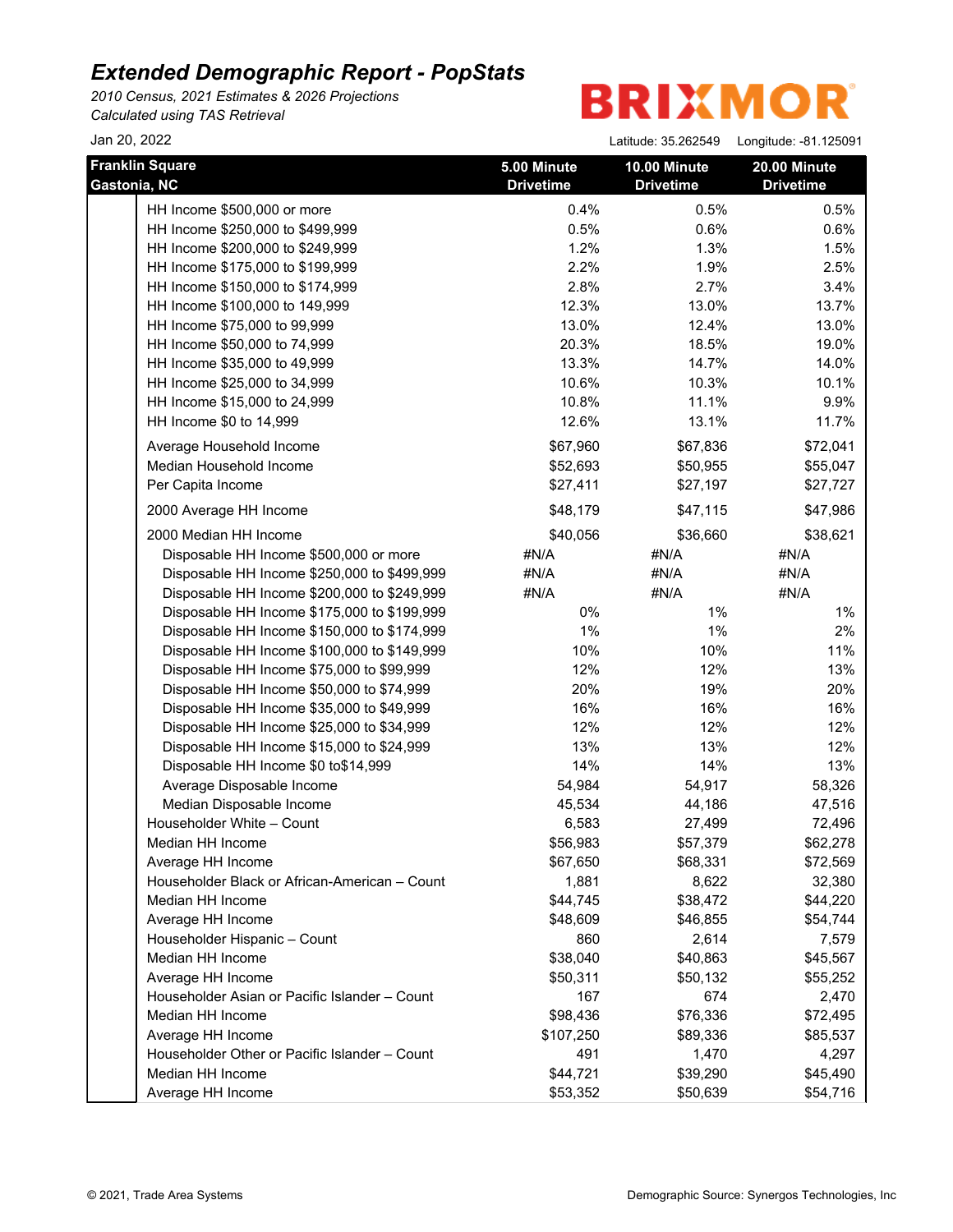# Extended Demographic Report - PopStats

*2010 Census, 2021 Estimates & 2026 Projections*
*Calculated using TAS Retrieval*

BRIXMOR

Jan 20, 2022

Latitude: 35.262549 Longitude: -81.125091

| Franklin Square Gastonia, NC | 5.00 Minute Drivetime | 10.00 Minute Drivetime | 20.00 Minute Drivetime |
|---|---|---|---|
| HH Income $500,000 or more | 0.4% | 0.5% | 0.5% |
| HH Income $250,000 to $499,999 | 0.5% | 0.6% | 0.6% |
| HH Income $200,000 to $249,999 | 1.2% | 1.3% | 1.5% |
| HH Income $175,000 to $199,999 | 2.2% | 1.9% | 2.5% |
| HH Income $150,000 to $174,999 | 2.8% | 2.7% | 3.4% |
| HH Income $100,000 to 149,999 | 12.3% | 13.0% | 13.7% |
| HH Income $75,000 to 99,999 | 13.0% | 12.4% | 13.0% |
| HH Income $50,000 to 74,999 | 20.3% | 18.5% | 19.0% |
| HH Income $35,000 to 49,999 | 13.3% | 14.7% | 14.0% |
| HH Income $25,000 to 34,999 | 10.6% | 10.3% | 10.1% |
| HH Income $15,000 to 24,999 | 10.8% | 11.1% | 9.9% |
| HH Income $0 to 14,999 | 12.6% | 13.1% | 11.7% |
| Average Household Income | $67,960 | $67,836 | $72,041 |
| Median Household Income | $52,693 | $50,955 | $55,047 |
| Per Capita Income | $27,411 | $27,197 | $27,727 |
| 2000 Average HH Income | $48,179 | $47,115 | $47,986 |
| 2000 Median HH Income | $40,056 | $36,660 | $38,621 |
| Disposable HH Income $500,000 or more | #N/A | #N/A | #N/A |
| Disposable HH Income $250,000 to $499,999 | #N/A | #N/A | #N/A |
| Disposable HH Income $200,000 to $249,999 | #N/A | #N/A | #N/A |
| Disposable HH Income $175,000 to $199,999 | 0% | 1% | 1% |
| Disposable HH Income $150,000 to $174,999 | 1% | 1% | 2% |
| Disposable HH Income $100,000 to $149,999 | 10% | 10% | 11% |
| Disposable HH Income $75,000 to $99,999 | 12% | 12% | 13% |
| Disposable HH Income $50,000 to $74,999 | 20% | 19% | 20% |
| Disposable HH Income $35,000 to $49,999 | 16% | 16% | 16% |
| Disposable HH Income $25,000 to $34,999 | 12% | 12% | 12% |
| Disposable HH Income $15,000 to $24,999 | 13% | 13% | 12% |
| Disposable HH Income $0 to$14,999 | 14% | 14% | 13% |
| Average Disposable Income | 54,984 | 54,917 | 58,326 |
| Median Disposable Income | 45,534 | 44,186 | 47,516 |
| Householder White – Count | 6,583 | 27,499 | 72,496 |
| Median HH Income | $56,983 | $57,379 | $62,278 |
| Average HH Income | $67,650 | $68,331 | $72,569 |
| Householder Black or African-American – Count | 1,881 | 8,622 | 32,380 |
| Median HH Income | $44,745 | $38,472 | $44,220 |
| Average HH Income | $48,609 | $46,855 | $54,744 |
| Householder Hispanic – Count | 860 | 2,614 | 7,579 |
| Median HH Income | $38,040 | $40,863 | $45,567 |
| Average HH Income | $50,311 | $50,132 | $55,252 |
| Householder Asian or Pacific Islander – Count | 167 | 674 | 2,470 |
| Median HH Income | $98,436 | $76,336 | $72,495 |
| Average HH Income | $107,250 | $89,336 | $85,537 |
| Householder Other or Pacific Islander – Count | 491 | 1,470 | 4,297 |
| Median HH Income | $44,721 | $39,290 | $45,490 |
| Average HH Income | $53,352 | $50,639 | $54,716 |

© 2021, Trade Area Systems

Demographic Source: Synergos Technologies, Inc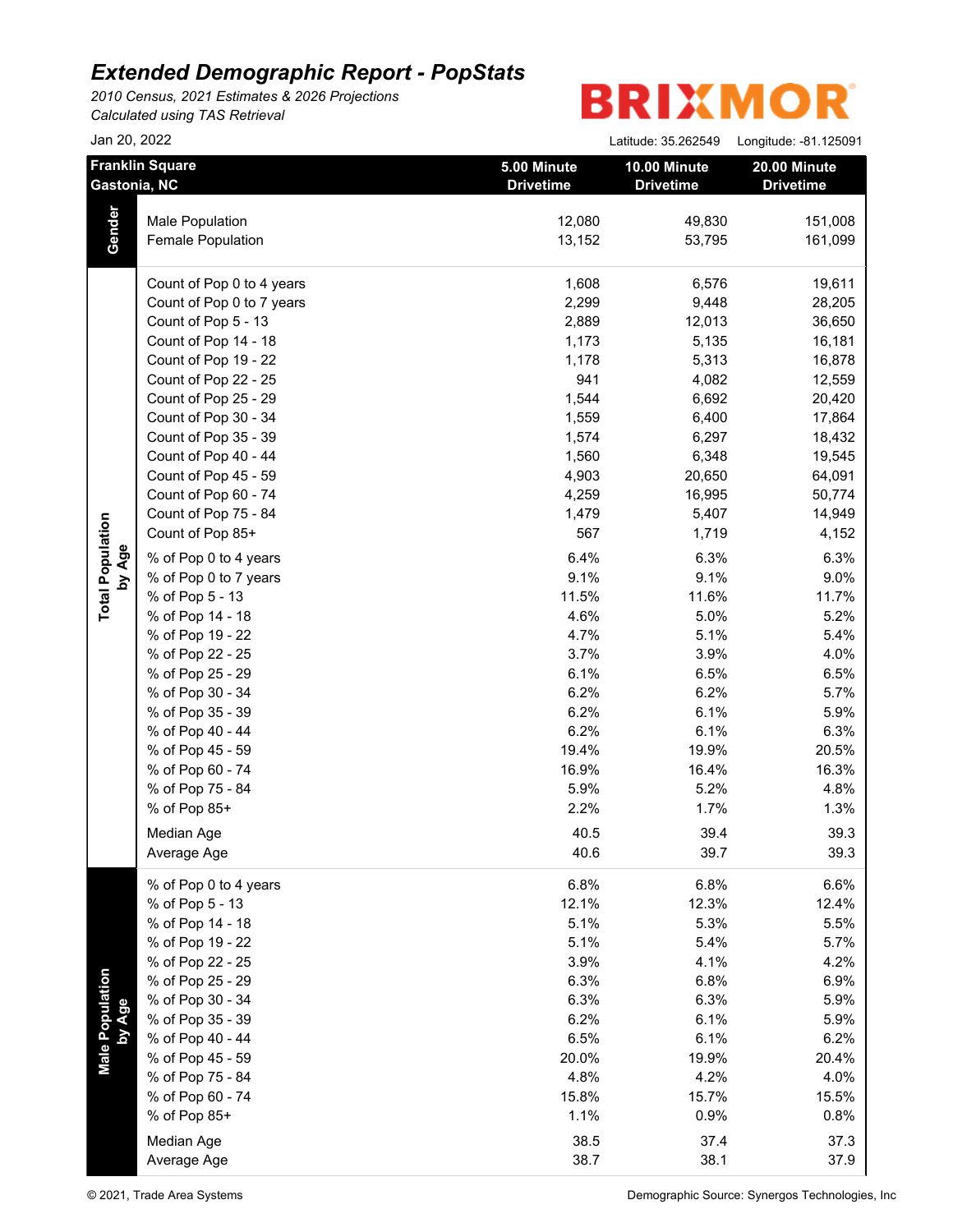# Extended Demographic Report - PopStats

*2010 Census, 2021 Estimates & 2026 Projections*
*Calculated using TAS Retrieval*

BRIXMOR

Jan 20, 2022

Latitude: 35.262549 Longitude: -81.125091

| | Franklin Square Gastonia, NC | 5.00 Minute Drivetime | 10.00 Minute Drivetime | 20.00 Minute Drivetime |
|---|---|---|---|---|
| **Gender** | Male Population | 12,080 | 49,830 | 151,008 |
| | Female Population | 13,152 | 53,795 | 161,099 |
| **Total Population by Age** | Count of Pop 0 to 4 years | 1,608 | 6,576 | 19,611 |
| | Count of Pop 0 to 7 years | 2,299 | 9,448 | 28,205 |
| | Count of Pop 5 - 13 | 2,889 | 12,013 | 36,650 |
| | Count of Pop 14 - 18 | 1,173 | 5,135 | 16,181 |
| | Count of Pop 19 - 22 | 1,178 | 5,313 | 16,878 |
| | Count of Pop 22 - 25 | 941 | 4,082 | 12,559 |
| | Count of Pop 25 - 29 | 1,544 | 6,692 | 20,420 |
| | Count of Pop 30 - 34 | 1,559 | 6,400 | 17,864 |
| | Count of Pop 35 - 39 | 1,574 | 6,297 | 18,432 |
| | Count of Pop 40 - 44 | 1,560 | 6,348 | 19,545 |
| | Count of Pop 45 - 59 | 4,903 | 20,650 | 64,091 |
| | Count of Pop 60 - 74 | 4,259 | 16,995 | 50,774 |
| | Count of Pop 75 - 84 | 1,479 | 5,407 | 14,949 |
| | Count of Pop 85+ | 567 | 1,719 | 4,152 |
| | % of Pop 0 to 4 years | 6.4% | 6.3% | 6.3% |
| | % of Pop 0 to 7 years | 9.1% | 9.1% | 9.0% |
| | % of Pop 5 - 13 | 11.5% | 11.6% | 11.7% |
| | % of Pop 14 - 18 | 4.6% | 5.0% | 5.2% |
| | % of Pop 19 - 22 | 4.7% | 5.1% | 5.4% |
| | % of Pop 22 - 25 | 3.7% | 3.9% | 4.0% |
| | % of Pop 25 - 29 | 6.1% | 6.5% | 6.5% |
| | % of Pop 30 - 34 | 6.2% | 6.2% | 5.7% |
| | % of Pop 35 - 39 | 6.2% | 6.1% | 5.9% |
| | % of Pop 40 - 44 | 6.2% | 6.1% | 6.3% |
| | % of Pop 45 - 59 | 19.4% | 19.9% | 20.5% |
| | % of Pop 60 - 74 | 16.9% | 16.4% | 16.3% |
| | % of Pop 75 - 84 | 5.9% | 5.2% | 4.8% |
| | % of Pop 85+ | 2.2% | 1.7% | 1.3% |
| | Median Age | 40.5 | 39.4 | 39.3 |
| | Average Age | 40.6 | 39.7 | 39.3 |
| **Male Population by Age** | % of Pop 0 to 4 years | 6.8% | 6.8% | 6.6% |
| | % of Pop 5 - 13 | 12.1% | 12.3% | 12.4% |
| | % of Pop 14 - 18 | 5.1% | 5.3% | 5.5% |
| | % of Pop 19 - 22 | 5.1% | 5.4% | 5.7% |
| | % of Pop 22 - 25 | 3.9% | 4.1% | 4.2% |
| | % of Pop 25 - 29 | 6.3% | 6.8% | 6.9% |
| | % of Pop 30 - 34 | 6.3% | 6.3% | 5.9% |
| | % of Pop 35 - 39 | 6.2% | 6.1% | 5.9% |
| | % of Pop 40 - 44 | 6.5% | 6.1% | 6.2% |
| | % of Pop 45 - 59 | 20.0% | 19.9% | 20.4% |
| | % of Pop 75 - 84 | 4.8% | 4.2% | 4.0% |
| | % of Pop 60 - 74 | 15.8% | 15.7% | 15.5% |
| | % of Pop 85+ | 1.1% | 0.9% | 0.8% |
| | Median Age | 38.5 | 37.4 | 37.3 |
| | Average Age | 38.7 | 38.1 | 37.9 |

© 2021, Trade Area Systems — Demographic Source: Synergos Technologies, Inc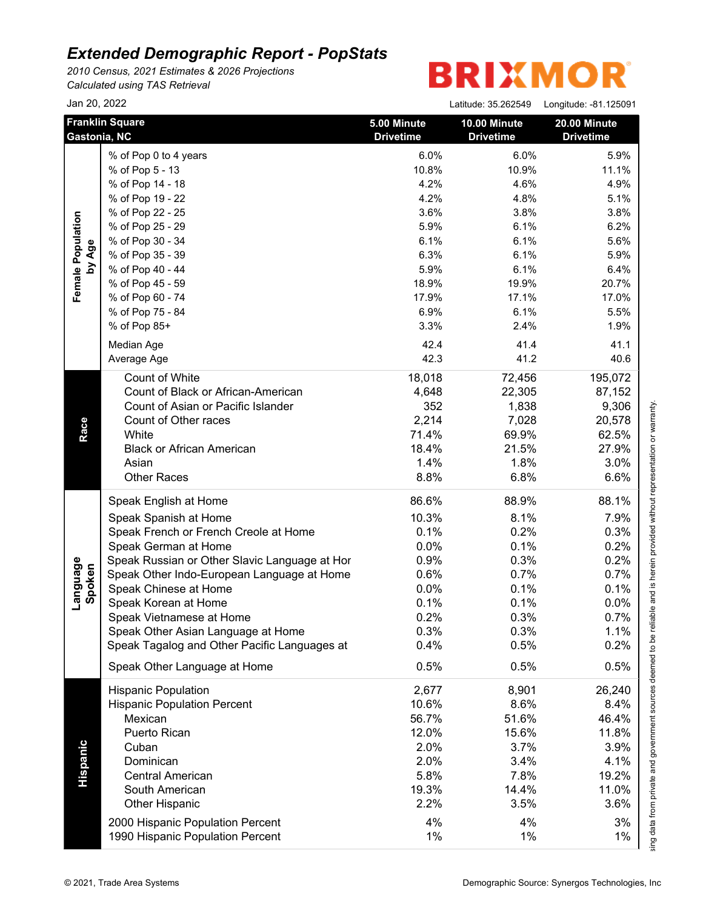# *Extended Demographic Report - PopStats*

*2010 Census, 2021 Estimates & 2026 Projections*
*Calculated using TAS Retrieval*

BRIXMOR

Jan 20, 2022

Latitude: 35.262549 Longitude: -81.125091

| Franklin Square Gastonia, NC | | 5.00 Minute Drivetime | 10.00 Minute Drivetime | 20.00 Minute Drivetime |
|---|---|---|---|---|
| **Female Population by Age** | % of Pop 0 to 4 years | 6.0% | 6.0% | 5.9% |
| | % of Pop 5 - 13 | 10.8% | 10.9% | 11.1% |
| | % of Pop 14 - 18 | 4.2% | 4.6% | 4.9% |
| | % of Pop 19 - 22 | 4.2% | 4.8% | 5.1% |
| | % of Pop 22 - 25 | 3.6% | 3.8% | 3.8% |
| | % of Pop 25 - 29 | 5.9% | 6.1% | 6.2% |
| | % of Pop 30 - 34 | 6.1% | 6.1% | 5.6% |
| | % of Pop 35 - 39 | 6.3% | 6.1% | 5.9% |
| | % of Pop 40 - 44 | 5.9% | 6.1% | 6.4% |
| | % of Pop 45 - 59 | 18.9% | 19.9% | 20.7% |
| | % of Pop 60 - 74 | 17.9% | 17.1% | 17.0% |
| | % of Pop 75 - 84 | 6.9% | 6.1% | 5.5% |
| | % of Pop 85+ | 3.3% | 2.4% | 1.9% |
| | Median Age | 42.4 | 41.4 | 41.1 |
| | Average Age | 42.3 | 41.2 | 40.6 |
| **Race** | Count of White | 18,018 | 72,456 | 195,072 |
| | Count of Black or African-American | 4,648 | 22,305 | 87,152 |
| | Count of Asian or Pacific Islander | 352 | 1,838 | 9,306 |
| | Count of Other races | 2,214 | 7,028 | 20,578 |
| | White | 71.4% | 69.9% | 62.5% |
| | Black or African American | 18.4% | 21.5% | 27.9% |
| | Asian | 1.4% | 1.8% | 3.0% |
| | Other Races | 8.8% | 6.8% | 6.6% |
| **Language Spoken** | Speak English at Home | 86.6% | 88.9% | 88.1% |
| | Speak Spanish at Home | 10.3% | 8.1% | 7.9% |
| | Speak French or French Creole at Home | 0.1% | 0.2% | 0.3% |
| | Speak German at Home | 0.0% | 0.1% | 0.2% |
| | Speak Russian or Other Slavic Language at Hor | 0.9% | 0.3% | 0.2% |
| | Speak Other Indo-European Language at Home | 0.6% | 0.7% | 0.7% |
| | Speak Chinese at Home | 0.0% | 0.1% | 0.1% |
| | Speak Korean at Home | 0.1% | 0.1% | 0.0% |
| | Speak Vietnamese at Home | 0.2% | 0.3% | 0.7% |
| | Speak Other Asian Language at Home | 0.3% | 0.3% | 1.1% |
| | Speak Tagalog and Other Pacific Languages at | 0.4% | 0.5% | 0.2% |
| | Speak Other Language at Home | 0.5% | 0.5% | 0.5% |
| **Hispanic** | Hispanic Population | 2,677 | 8,901 | 26,240 |
| | Hispanic Population Percent | 10.6% | 8.6% | 8.4% |
| | Mexican | 56.7% | 51.6% | 46.4% |
| | Puerto Rican | 12.0% | 15.6% | 11.8% |
| | Cuban | 2.0% | 3.7% | 3.9% |
| | Dominican | 2.0% | 3.4% | 4.1% |
| | Central American | 5.8% | 7.8% | 19.2% |
| | South American | 19.3% | 14.4% | 11.0% |
| | Other Hispanic | 2.2% | 3.5% | 3.6% |
| | 2000 Hispanic Population Percent | 4% | 4% | 3% |
| | 1990 Hispanic Population Percent | 1% | 1% | 1% |

sing data from private and government sources deemed to be reliable and is herein provided without representation or warranty.

© 2021, Trade Area Systems

Demographic Source: Synergos Technologies, Inc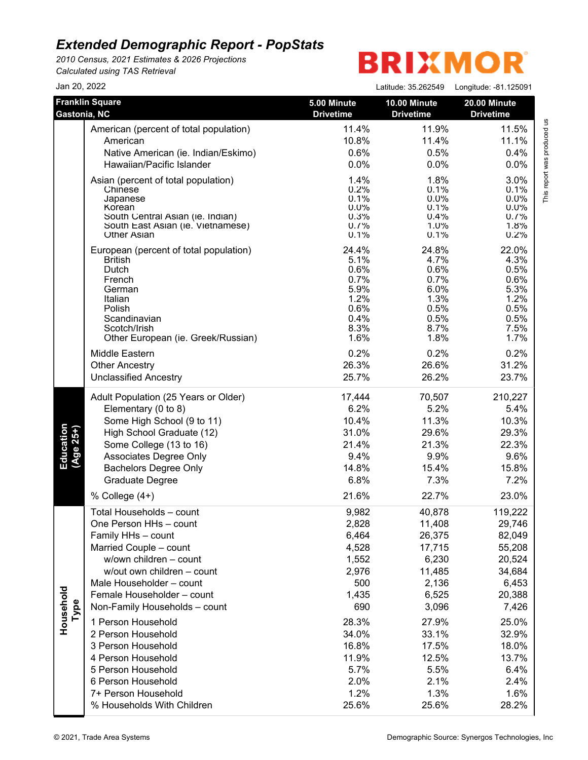# Extended Demographic Report - PopStats

*2010 Census, 2021 Estimates & 2026 Projections*
*Calculated using TAS Retrieval*

BRIXMOR

Jan 20, 2022

Latitude: 35.262549 Longitude: -81.125091

| | Franklin Square Gastonia, NC | 5.00 Minute Drivetime | 10.00 Minute Drivetime | 20.00 Minute Drivetime |
|---|---|---|---|---|
| | American (percent of total population) | 11.4% | 11.9% | 11.5% |
| | American | 10.8% | 11.4% | 11.1% |
| | Native American (ie. Indian/Eskimo) | 0.6% | 0.5% | 0.4% |
| | Hawaiian/Pacific Islander | 0.0% | 0.0% | 0.0% |
| | Asian (percent of total population) | 1.4% | 1.8% | 3.0% |
| | Chinese | 0.2% | 0.1% | 0.1% |
| | Japanese | 0.1% | 0.0% | 0.0% |
| | Korean | 0.0% | 0.1% | 0.0% |
| | South Central Asian (ie. Indian) | 0.3% | 0.4% | 0.7% |
| | South East Asian (ie. Vietnamese) | 0.7% | 1.0% | 1.8% |
| | Other Asian | 0.1% | 0.1% | 0.2% |
| | European (percent of total population) | 24.4% | 24.8% | 22.0% |
| | British | 5.1% | 4.7% | 4.3% |
| | Dutch | 0.6% | 0.6% | 0.5% |
| | French | 0.7% | 0.7% | 0.6% |
| | German | 5.9% | 6.0% | 5.3% |
| | Italian | 1.2% | 1.3% | 1.2% |
| | Polish | 0.6% | 0.5% | 0.5% |
| | Scandinavian | 0.4% | 0.5% | 0.5% |
| | Scotch/Irish | 8.3% | 8.7% | 7.5% |
| | Other European (ie. Greek/Russian) | 1.6% | 1.8% | 1.7% |
| | Middle Eastern | 0.2% | 0.2% | 0.2% |
| | Other Ancestry | 26.3% | 26.6% | 31.2% |
| | Unclassified Ancestry | 25.7% | 26.2% | 23.7% |
| **Education (Age 25+)** | Adult Population (25 Years or Older) | 17,444 | 70,507 | 210,227 |
| | Elementary (0 to 8) | 6.2% | 5.2% | 5.4% |
| | Some High School (9 to 11) | 10.4% | 11.3% | 10.3% |
| | High School Graduate (12) | 31.0% | 29.6% | 29.3% |
| | Some College (13 to 16) | 21.4% | 21.3% | 22.3% |
| | Associates Degree Only | 9.4% | 9.9% | 9.6% |
| | Bachelors Degree Only | 14.8% | 15.4% | 15.8% |
| | Graduate Degree | 6.8% | 7.3% | 7.2% |
| | % College (4+) | 21.6% | 22.7% | 23.0% |
| **Household Type** | Total Households – count | 9,982 | 40,878 | 119,222 |
| | One Person HHs – count | 2,828 | 11,408 | 29,746 |
| | Family HHs – count | 6,464 | 26,375 | 82,049 |
| | Married Couple – count | 4,528 | 17,715 | 55,208 |
| | w/own children – count | 1,552 | 6,230 | 20,524 |
| | w/out own children – count | 2,976 | 11,485 | 34,684 |
| | Male Householder – count | 500 | 2,136 | 6,453 |
| | Female Householder – count | 1,435 | 6,525 | 20,388 |
| | Non-Family Households – count | 690 | 3,096 | 7,426 |
| | 1 Person Household | 28.3% | 27.9% | 25.0% |
| | 2 Person Household | 34.0% | 33.1% | 32.9% |
| | 3 Person Household | 16.8% | 17.5% | 18.0% |
| | 4 Person Household | 11.9% | 12.5% | 13.7% |
| | 5 Person Household | 5.7% | 5.5% | 6.4% |
| | 6 Person Household | 2.0% | 2.1% | 2.4% |
| | 7+ Person Household | 1.2% | 1.3% | 1.6% |
| | % Households With Children | 25.6% | 25.6% | 28.2% |

This report was produced us

© 2021, Trade Area Systems

Demographic Source: Synergos Technologies, Inc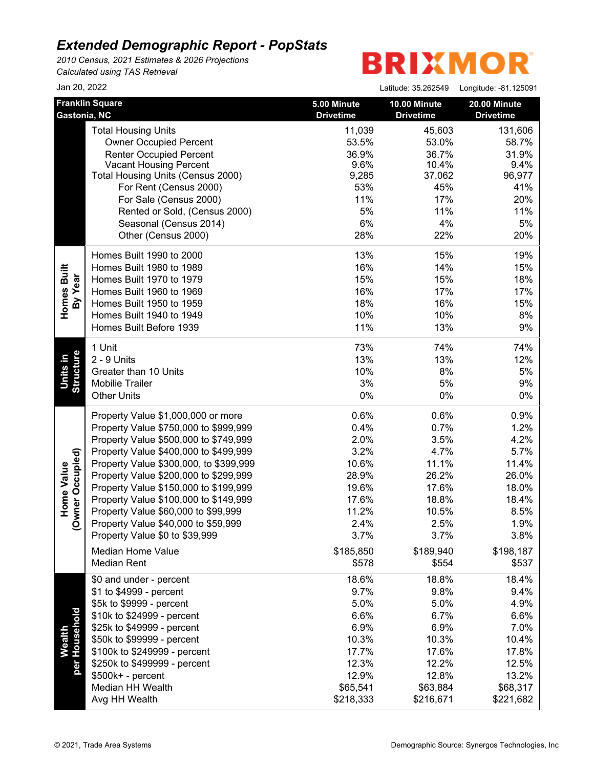# Extended Demographic Report - PopStats

*2010 Census, 2021 Estimates & 2026 Projections*
*Calculated using TAS Retrieval*

BRIXMOR

Jan 20, 2022

Latitude: 35.262549 Longitude: -81.125091

| Franklin Square<br>Gastonia, NC | | 5.00 Minute Drivetime | 10.00 Minute Drivetime | 20.00 Minute Drivetime |
|---|---|---|---|---|
| | Total Housing Units | 11,039 | 45,603 | 131,606 |
| | Owner Occupied Percent | 53.5% | 53.0% | 58.7% |
| | Renter Occupied Percent | 36.9% | 36.7% | 31.9% |
| | Vacant Housing Percent | 9.6% | 10.4% | 9.4% |
| | Total Housing Units (Census 2000) | 9,285 | 37,062 | 96,977 |
| | For Rent (Census 2000) | 53% | 45% | 41% |
| | For Sale (Census 2000) | 11% | 17% | 20% |
| | Rented or Sold, (Census 2000) | 5% | 11% | 11% |
| | Seasonal (Census 2014) | 6% | 4% | 5% |
| | Other (Census 2000) | 28% | 22% | 20% |
| Homes Built By Year | Homes Built 1990 to 2000 | 13% | 15% | 19% |
| | Homes Built 1980 to 1989 | 16% | 14% | 15% |
| | Homes Built 1970 to 1979 | 15% | 15% | 18% |
| | Homes Built 1960 to 1969 | 16% | 17% | 17% |
| | Homes Built 1950 to 1959 | 18% | 16% | 15% |
| | Homes Built 1940 to 1949 | 10% | 10% | 8% |
| | Homes Built Before 1939 | 11% | 13% | 9% |
| Units in Structure | 1 Unit | 73% | 74% | 74% |
| | 2 - 9 Units | 13% | 13% | 12% |
| | Greater than 10 Units | 10% | 8% | 5% |
| | Mobilie Trailer | 3% | 5% | 9% |
| | Other Units | 0% | 0% | 0% |
| Home Value (Owner Occupied) | Property Value $1,000,000 or more | 0.6% | 0.6% | 0.9% |
| | Property Value $750,000 to $999,999 | 0.4% | 0.7% | 1.2% |
| | Property Value $500,000 to $749,999 | 2.0% | 3.5% | 4.2% |
| | Property Value $400,000 to $499,999 | 3.2% | 4.7% | 5.7% |
| | Property Value $300,000, to $399,999 | 10.6% | 11.1% | 11.4% |
| | Property Value $200,000 to $299,999 | 28.9% | 26.2% | 26.0% |
| | Property Value $150,000 to $199,999 | 19.6% | 17.6% | 18.0% |
| | Property Value $100,000 to $149,999 | 17.6% | 18.8% | 18.4% |
| | Property Value $60,000 to $99,999 | 11.2% | 10.5% | 8.5% |
| | Property Value $40,000 to $59,999 | 2.4% | 2.5% | 1.9% |
| | Property Value $0 to $39,999 | 3.7% | 3.7% | 3.8% |
| | Median Home Value | $185,850 | $189,940 | $198,187 |
| | Median Rent | $578 | $554 | $537 |
| Wealth per Household | $0 and under - percent | 18.6% | 18.8% | 18.4% |
| | $1 to $4999 - percent | 9.7% | 9.8% | 9.4% |
| | $5k to $9999 - percent | 5.0% | 5.0% | 4.9% |
| | $10k to $24999 - percent | 6.6% | 6.7% | 6.6% |
| | $25k to $49999 - percent | 6.9% | 6.9% | 7.0% |
| | $50k to $99999 - percent | 10.3% | 10.3% | 10.4% |
| | $100k to $249999 - percent | 17.7% | 17.6% | 17.8% |
| | $250k to $499999 - percent | 12.3% | 12.2% | 12.5% |
| | $500k+ - percent | 12.9% | 12.8% | 13.2% |
| | Median HH Wealth | $65,541 | $63,884 | $68,317 |
| | Avg HH Wealth | $218,333 | $216,671 | $221,682 |

© 2021, Trade Area Systems

Demographic Source: Synergos Technologies, Inc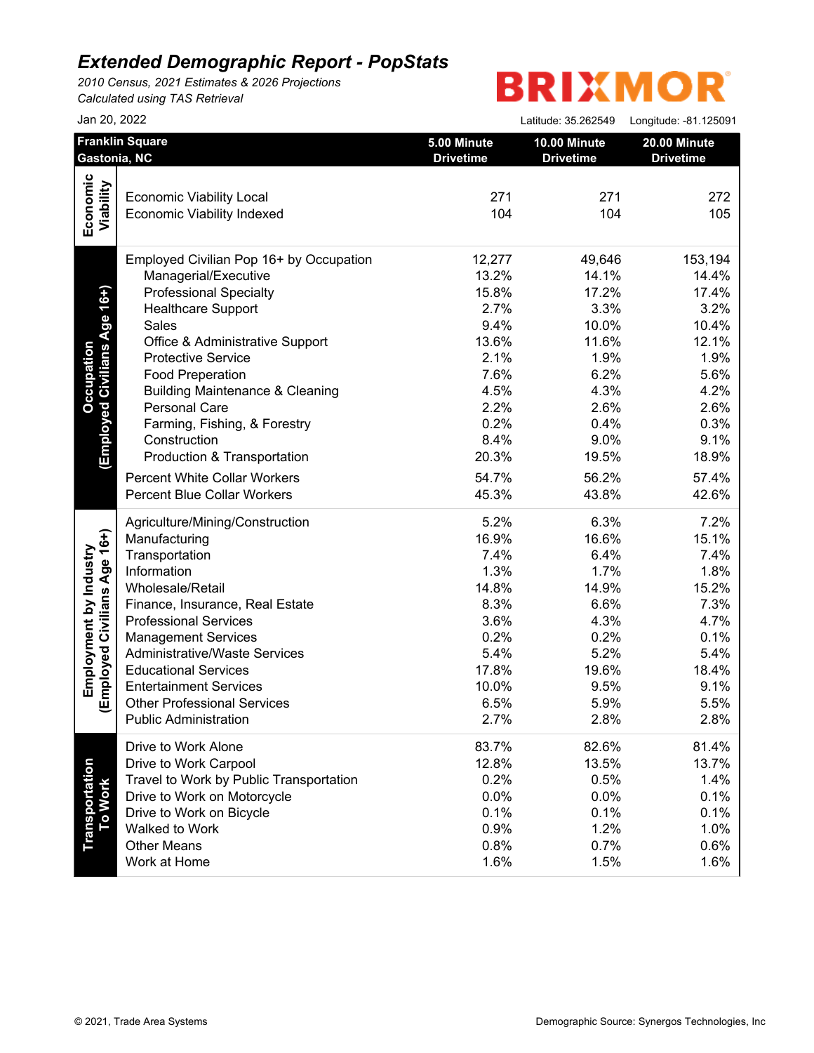# Extended Demographic Report - PopStats

*2010 Census, 2021 Estimates & 2026 Projections*
*Calculated using TAS Retrieval*

BRIXMOR

Jan 20, 2022

Latitude: 35.262549 Longitude: -81.125091

| Franklin Square<br>Gastonia, NC | | 5.00 Minute Drivetime | 10.00 Minute Drivetime | 20.00 Minute Drivetime |
|---|---|---|---|---|
| **Economic Viability** | Economic Viability Local | 271 | 271 | 272 |
| | Economic Viability Indexed | 104 | 104 | 105 |
| **Occupation (Employed Civilians Age 16+)** | Employed Civilian Pop 16+ by Occupation | 12,277 | 49,646 | 153,194 |
| | Managerial/Executive | 13.2% | 14.1% | 14.4% |
| | Professional Specialty | 15.8% | 17.2% | 17.4% |
| | Healthcare Support | 2.7% | 3.3% | 3.2% |
| | Sales | 9.4% | 10.0% | 10.4% |
| | Office & Administrative Support | 13.6% | 11.6% | 12.1% |
| | Protective Service | 2.1% | 1.9% | 1.9% |
| | Food Preperation | 7.6% | 6.2% | 5.6% |
| | Building Maintenance & Cleaning | 4.5% | 4.3% | 4.2% |
| | Personal Care | 2.2% | 2.6% | 2.6% |
| | Farming, Fishing, & Forestry | 0.2% | 0.4% | 0.3% |
| | Construction | 8.4% | 9.0% | 9.1% |
| | Production & Transportation | 20.3% | 19.5% | 18.9% |
| | Percent White Collar Workers | 54.7% | 56.2% | 57.4% |
| | Percent Blue Collar Workers | 45.3% | 43.8% | 42.6% |
| **Employment by Industry (Employed Civilians Age 16+)** | Agriculture/Mining/Construction | 5.2% | 6.3% | 7.2% |
| | Manufacturing | 16.9% | 16.6% | 15.1% |
| | Transportation | 7.4% | 6.4% | 7.4% |
| | Information | 1.3% | 1.7% | 1.8% |
| | Wholesale/Retail | 14.8% | 14.9% | 15.2% |
| | Finance, Insurance, Real Estate | 8.3% | 6.6% | 7.3% |
| | Professional Services | 3.6% | 4.3% | 4.7% |
| | Management Services | 0.2% | 0.2% | 0.1% |
| | Administrative/Waste Services | 5.4% | 5.2% | 5.4% |
| | Educational Services | 17.8% | 19.6% | 18.4% |
| | Entertainment Services | 10.0% | 9.5% | 9.1% |
| | Other Professional Services | 6.5% | 5.9% | 5.5% |
| | Public Administration | 2.7% | 2.8% | 2.8% |
| **Transportation To Work** | Drive to Work Alone | 83.7% | 82.6% | 81.4% |
| | Drive to Work Carpool | 12.8% | 13.5% | 13.7% |
| | Travel to Work by Public Transportation | 0.2% | 0.5% | 1.4% |
| | Drive to Work on Motorcycle | 0.0% | 0.0% | 0.1% |
| | Drive to Work on Bicycle | 0.1% | 0.1% | 0.1% |
| | Walked to Work | 0.9% | 1.2% | 1.0% |
| | Other Means | 0.8% | 0.7% | 0.6% |
| | Work at Home | 1.6% | 1.5% | 1.6% |

© 2021, Trade Area Systems

Demographic Source: Synergos Technologies, Inc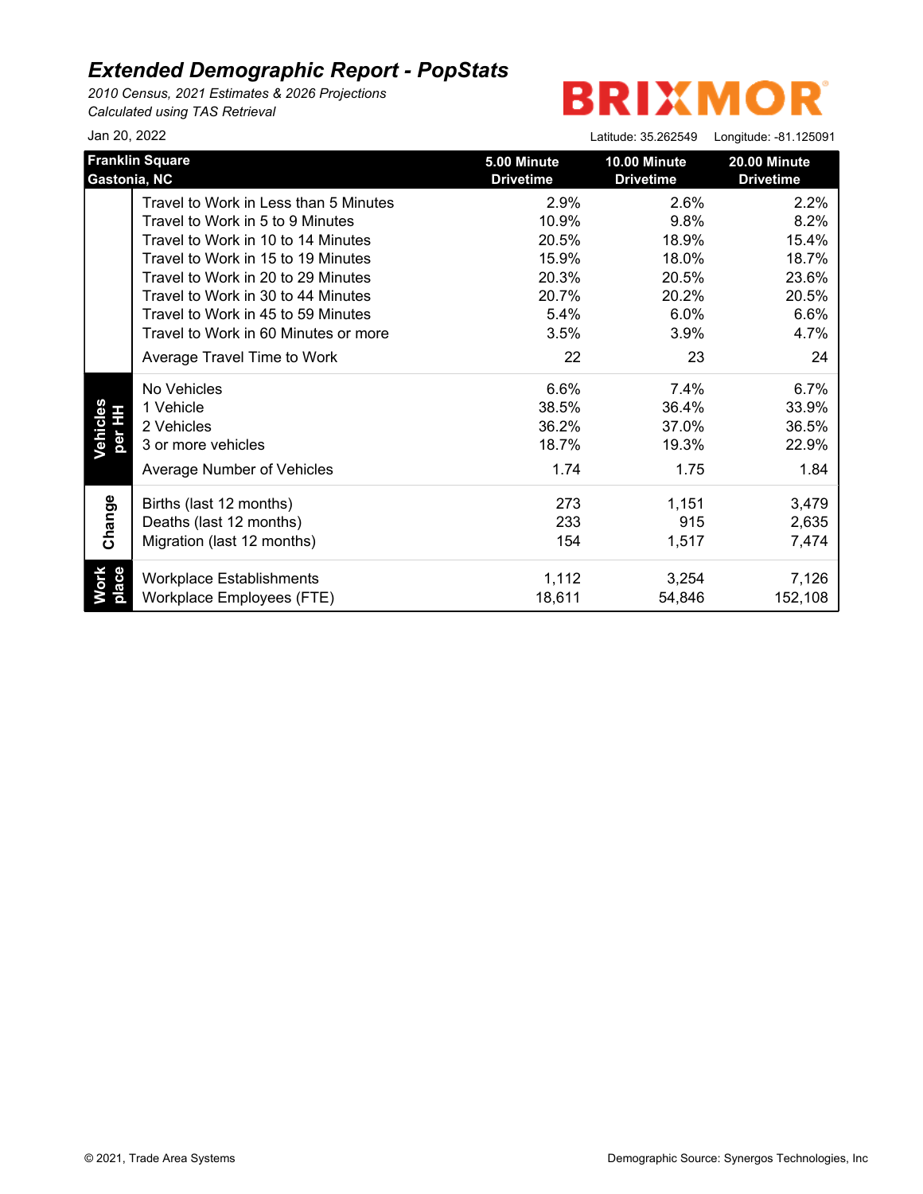# *Extended Demographic Report - PopStats*

*2010 Census, 2021 Estimates & 2026 Projections*
*Calculated using TAS Retrieval*

BRIXMOR

Jan 20, 2022

Latitude: 35.262549 Longitude: -81.125091

| Franklin Square Gastonia, NC | | 5.00 Minute Drivetime | 10.00 Minute Drivetime | 20.00 Minute Drivetime |
|---|---|---|---|---|
| | Travel to Work in Less than 5 Minutes | 2.9% | 2.6% | 2.2% |
| | Travel to Work in 5 to 9 Minutes | 10.9% | 9.8% | 8.2% |
| | Travel to Work in 10 to 14 Minutes | 20.5% | 18.9% | 15.4% |
| | Travel to Work in 15 to 19 Minutes | 15.9% | 18.0% | 18.7% |
| | Travel to Work in 20 to 29 Minutes | 20.3% | 20.5% | 23.6% |
| | Travel to Work in 30 to 44 Minutes | 20.7% | 20.2% | 20.5% |
| | Travel to Work in 45 to 59 Minutes | 5.4% | 6.0% | 6.6% |
| | Travel to Work in 60 Minutes or more | 3.5% | 3.9% | 4.7% |
| | Average Travel Time to Work | 22 | 23 | 24 |
| Vehicles per HH | No Vehicles | 6.6% | 7.4% | 6.7% |
| | 1 Vehicle | 38.5% | 36.4% | 33.9% |
| | 2 Vehicles | 36.2% | 37.0% | 36.5% |
| | 3 or more vehicles | 18.7% | 19.3% | 22.9% |
| | Average Number of Vehicles | 1.74 | 1.75 | 1.84 |
| Change | Births (last 12 months) | 273 | 1,151 | 3,479 |
| | Deaths (last 12 months) | 233 | 915 | 2,635 |
| | Migration (last 12 months) | 154 | 1,517 | 7,474 |
| Work place | Workplace Establishments | 1,112 | 3,254 | 7,126 |
| | Workplace Employees (FTE) | 18,611 | 54,846 | 152,108 |

© 2021, Trade Area Systems

Demographic Source: Synergos Technologies, Inc